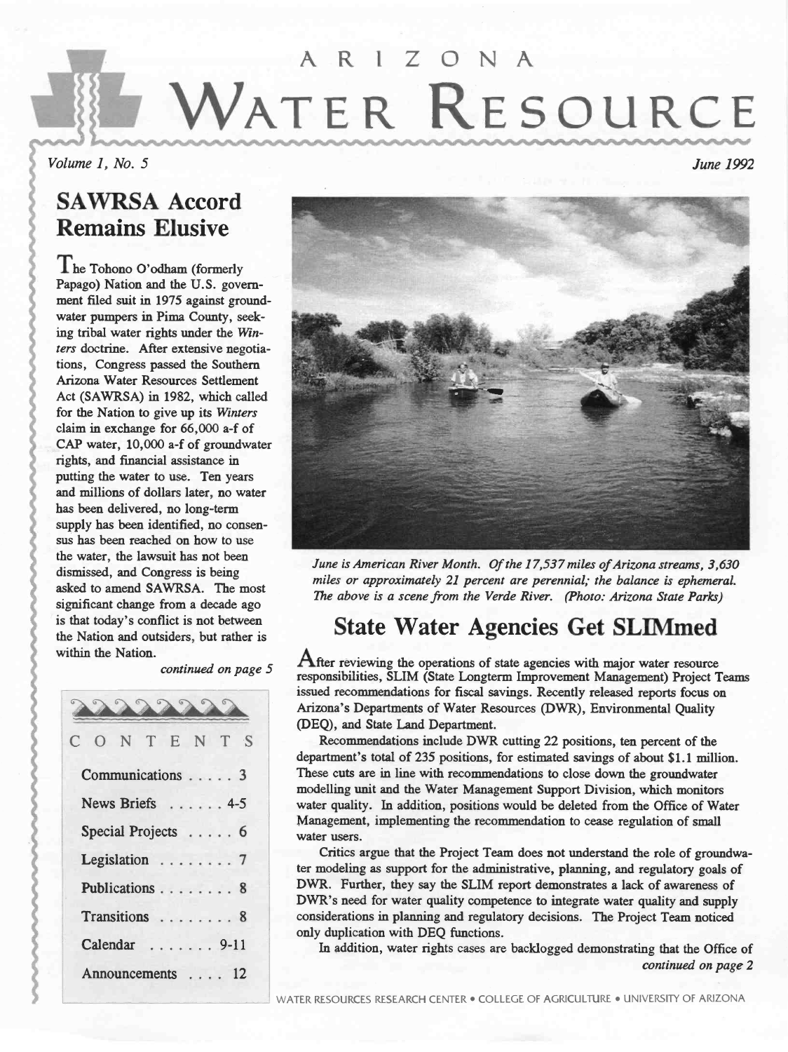# ARIZONA WATER RESOURCE

*Volume 1, No. 5* — *June 1992*

## SAWRSA Accord Remains Elusive

The Tohono O'odham (formerly Papago) Nation and the U.S. government filed suit in 1975 against groundwater pumpers in Pima County, seeking tribal water rights under the *Winters* doctrine. After extensive negotiations, Congress passed the Southern Arizona Water Resources Settlement Act (SAWRSA) in 1982, which called for the Nation to give up its *Winters* claim in exchange for 66,000 a-f of CAP water, 10,000 a-f of groundwater rights, and financial assistance in putting the water to use. Ten years and millions of dollars later, no water has been delivered, no long-term supply has been identified, no consensus has been reached on how to use the water, the lawsuit has not been dismissed, and Congress is being asked to amend SAWRSA. The most significant change from a decade ago is that today's conflict is not between the Nation and outsiders, but rather is within the Nation.

*continued on page 5*

### CONTENTS

| | |
|---|---|
| Communications | 3 |
| News Briefs | 4-5 |
| Special Projects | 6 |
| Legislation | 7 |
| Publications | 8 |
| Transitions | 8 |
| Calendar | 9-11 |
| Announcements | 12 |

*June is American River Month. Of the 17,537 miles of Arizona streams, 3,630 miles or approximately 21 percent are perennial; the balance is ephemeral. The above is a scene from the Verde River. (Photo: Arizona State Parks)*

## State Water Agencies Get SLIMmed

After reviewing the operations of state agencies with major water resource responsibilities, SLIM (State Longterm Improvement Management) Project Teams issued recommendations for fiscal savings. Recently released reports focus on Arizona's Departments of Water Resources (DWR), Environmental Quality (DEQ), and State Land Department.

Recommendations include DWR cutting 22 positions, ten percent of the department's total of 235 positions, for estimated savings of about $1.1 million. These cuts are in line with recommendations to close down the groundwater modelling unit and the Water Management Support Division, which monitors water quality. In addition, positions would be deleted from the Office of Water Management, implementing the recommendation to cease regulation of small water users.

Critics argue that the Project Team does not understand the role of groundwater modeling as support for the administrative, planning, and regulatory goals of DWR. Further, they say the SLIM report demonstrates a lack of awareness of DWR's need for water quality competence to integrate water quality and supply considerations in planning and regulatory decisions. The Project Team noticed only duplication with DEQ functions.

In addition, water rights cases are backlogged demonstrating that the Office of

*continued on page 2*

WATER RESOURCES RESEARCH CENTER • COLLEGE OF AGRICULTURE • UNIVERSITY OF ARIZONA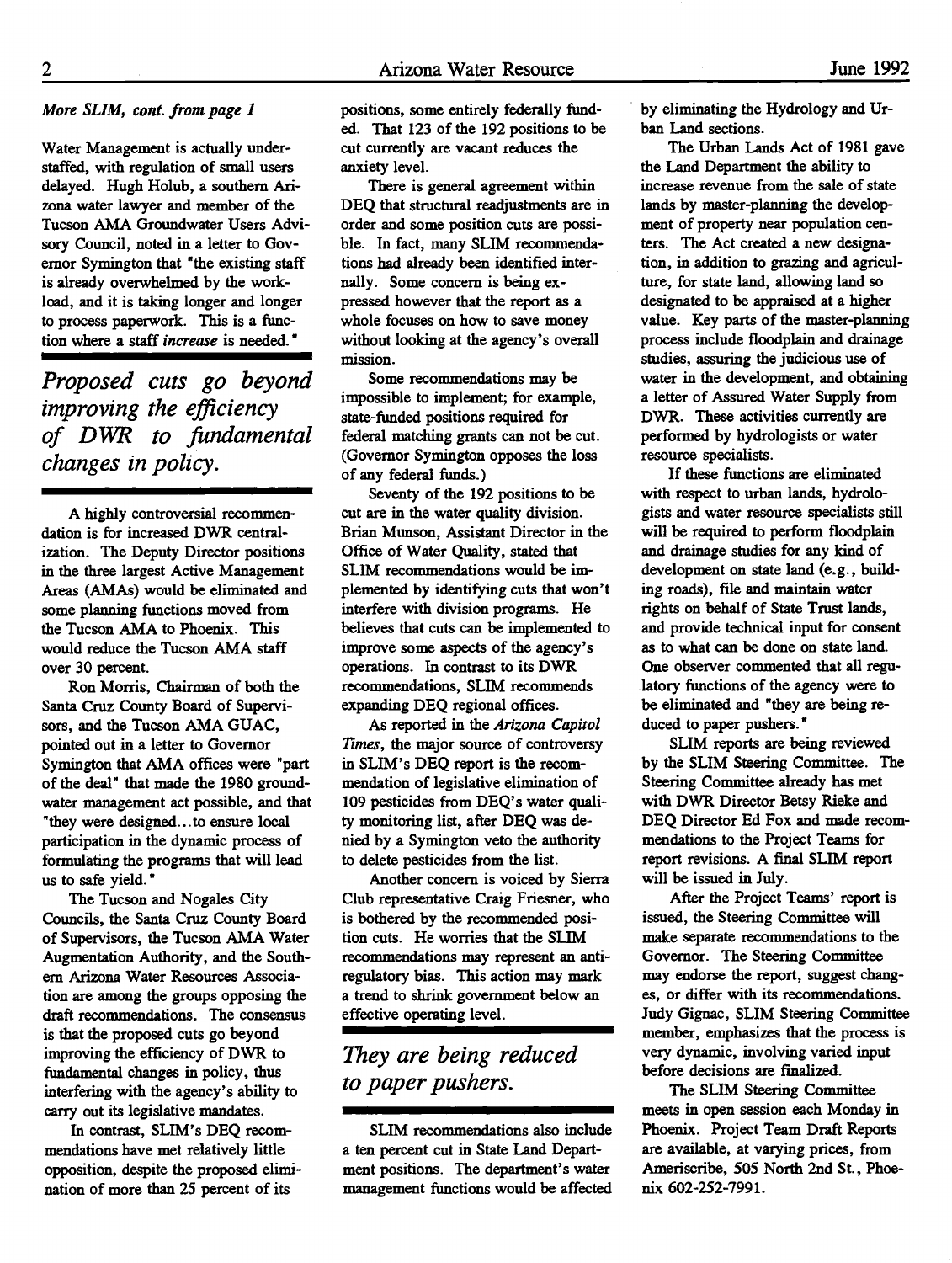*More SLIM, cont. from page 1*

Water Management is actually understaffed, with regulation of small users delayed. Hugh Holub, a southern Arizona water lawyer and member of the Tucson AMA Groundwater Users Advisory Council, noted in a letter to Governor Symington that "the existing staff is already overwhelmed by the workload, and it is taking longer and longer to process paperwork. This is a function where a staff *increase* is needed."

> *Proposed cuts go beyond improving the efficiency of DWR to fundamental changes in policy.*

A highly controversial recommendation is for increased DWR centralization. The Deputy Director positions in the three largest Active Management Areas (AMAs) would be eliminated and some planning functions moved from the Tucson AMA to Phoenix. This would reduce the Tucson AMA staff over 30 percent.

Ron Morris, Chairman of both the Santa Cruz County Board of Supervisors, and the Tucson AMA GUAC, pointed out in a letter to Governor Symington that AMA offices were "part of the deal" that made the 1980 groundwater management act possible, and that "they were designed...to ensure local participation in the dynamic process of formulating the programs that will lead us to safe yield."

The Tucson and Nogales City Councils, the Santa Cruz County Board of Supervisors, the Tucson AMA Water Augmentation Authority, and the Southern Arizona Water Resources Association are among the groups opposing the draft recommendations. The consensus is that the proposed cuts go beyond improving the efficiency of DWR to fundamental changes in policy, thus interfering with the agency's ability to carry out its legislative mandates.

In contrast, SLIM's DEQ recommendations have met relatively little opposition, despite the proposed elimination of more than 25 percent of its positions, some entirely federally funded. That 123 of the 192 positions to be cut currently are vacant reduces the anxiety level.

There is general agreement within DEQ that structural readjustments are in order and some position cuts are possible. In fact, many SLIM recommendations had already been identified internally. Some concern is being expressed however that the report as a whole focuses on how to save money without looking at the agency's overall mission.

Some recommendations may be impossible to implement; for example, state-funded positions required for federal matching grants can not be cut. (Governor Symington opposes the loss of any federal funds.)

Seventy of the 192 positions to be cut are in the water quality division. Brian Munson, Assistant Director in the Office of Water Quality, stated that SLIM recommendations would be implemented by identifying cuts that won't interfere with division programs. He believes that cuts can be implemented to improve some aspects of the agency's operations. In contrast to its DWR recommendations, SLIM recommends expanding DEQ regional offices.

As reported in the *Arizona Capitol Times*, the major source of controversy in SLIM's DEQ report is the recommendation of legislative elimination of 109 pesticides from DEQ's water quality monitoring list, after DEQ was denied by a Symington veto the authority to delete pesticides from the list.

Another concern is voiced by Sierra Club representative Craig Friesner, who is bothered by the recommended position cuts. He worries that the SLIM recommendations may represent an anti-regulatory bias. This action may mark a trend to shrink government below an effective operating level.

> *They are being reduced to paper pushers.*

SLIM recommendations also include a ten percent cut in State Land Department positions. The department's water management functions would be affected by eliminating the Hydrology and Urban Land sections.

The Urban Lands Act of 1981 gave the Land Department the ability to increase revenue from the sale of state lands by master-planning the development of property near population centers. The Act created a new designation, in addition to grazing and agriculture, for state land, allowing land so designated to be appraised at a higher value. Key parts of the master-planning process include floodplain and drainage studies, assuring the judicious use of water in the development, and obtaining a letter of Assured Water Supply from DWR. These activities currently are performed by hydrologists or water resource specialists.

If these functions are eliminated with respect to urban lands, hydrologists and water resource specialists still will be required to perform floodplain and drainage studies for any kind of development on state land (e.g., building roads), file and maintain water rights on behalf of State Trust lands, and provide technical input for consent as to what can be done on state land. One observer commented that all regulatory functions of the agency were to be eliminated and "they are being reduced to paper pushers."

SLIM reports are being reviewed by the SLIM Steering Committee. The Steering Committee already has met with DWR Director Betsy Rieke and DEQ Director Ed Fox and made recommendations to the Project Teams for report revisions. A final SLIM report will be issued in July.

After the Project Teams' report is issued, the Steering Committee will make separate recommendations to the Governor. The Steering Committee may endorse the report, suggest changes, or differ with its recommendations. Judy Gignac, SLIM Steering Committee member, emphasizes that the process is very dynamic, involving varied input before decisions are finalized.

The SLIM Steering Committee meets in open session each Monday in Phoenix. Project Team Draft Reports are available, at varying prices, from Ameriscribe, 505 North 2nd St., Phoenix 602-252-7991.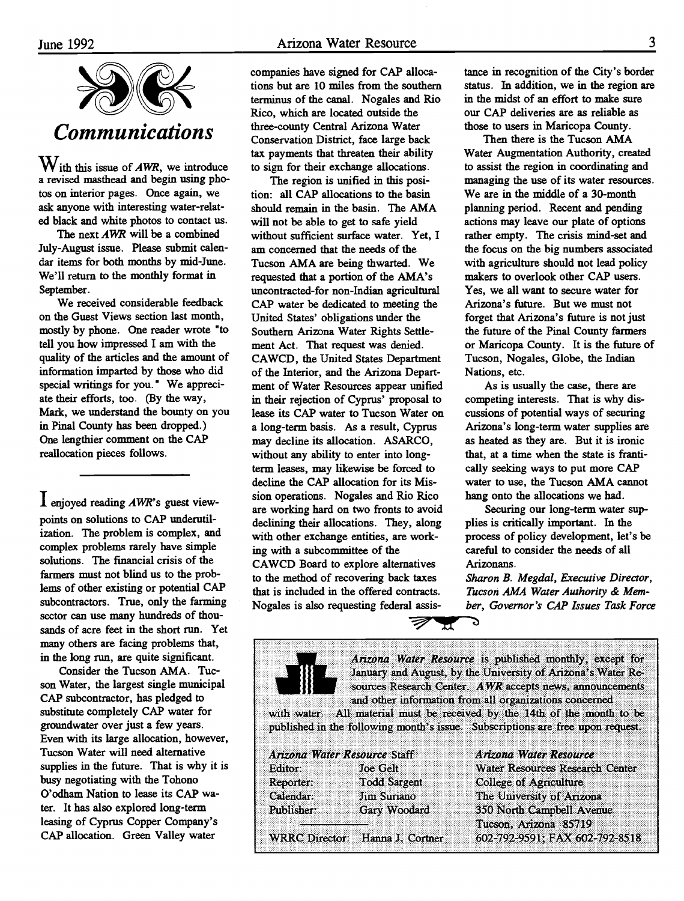# *Communications*

With this issue of *AWR*, we introduce a revised masthead and begin using photos on interior pages. Once again, we ask anyone with interesting water-related black and white photos to contact us.

The next *AWR* will be a combined July-August issue. Please submit calendar items for both months by mid-June. We'll return to the monthly format in September.

We received considerable feedback on the Guest Views section last month, mostly by phone. One reader wrote "to tell you how impressed I am with the quality of the articles and the amount of information imparted by those who did special writings for you." We appreciate their efforts, too. (By the way, Mark, we understand the bounty on you in Pinal County has been dropped.) One lengthier comment on the CAP reallocation pieces follows.

---

I enjoyed reading *AWR*'s guest viewpoints on solutions to CAP underutilization. The problem is complex, and complex problems rarely have simple solutions. The financial crisis of the farmers must not blind us to the problems of other existing or potential CAP subcontractors. True, only the farming sector can use many hundreds of thousands of acre feet in the short run. Yet many others are facing problems that, in the long run, are quite significant.

Consider the Tucson AMA. Tucson Water, the largest single municipal CAP subcontractor, has pledged to substitute completely CAP water for groundwater over just a few years. Even with its large allocation, however, Tucson Water will need alternative supplies in the future. That is why it is busy negotiating with the Tohono O'odham Nation to lease its CAP water. It has also explored long-term leasing of Cyprus Copper Company's CAP allocation. Green Valley water companies have signed for CAP allocations but are 10 miles from the southern terminus of the canal. Nogales and Rio Rico, which are located outside the three-county Central Arizona Water Conservation District, face large back tax payments that threaten their ability to sign for their exchange allocations.

The region is unified in this position: all CAP allocations to the basin should remain in the basin. The AMA will not be able to get to safe yield without sufficient surface water. Yet, I am concerned that the needs of the Tucson AMA are being thwarted. We requested that a portion of the AMA's uncontracted-for non-Indian agricultural CAP water be dedicated to meeting the United States' obligations under the Southern Arizona Water Rights Settlement Act. That request was denied. CAWCD, the United States Department of the Interior, and the Arizona Department of Water Resources appear unified in their rejection of Cyprus' proposal to lease its CAP water to Tucson Water on a long-term basis. As a result, Cyprus may decline its allocation. ASARCO, without any ability to enter into long-term leases, may likewise be forced to decline the CAP allocation for its Mission operations. Nogales and Rio Rico are working hard on two fronts to avoid declining their allocations. They, along with other exchange entities, are working with a subcommittee of the CAWCD Board to explore alternatives to the method of recovering back taxes that is included in the offered contracts. Nogales is also requesting federal assistance in recognition of the City's border status. In addition, we in the region are in the midst of an effort to make sure our CAP deliveries are as reliable as those to users in Maricopa County.

Then there is the Tucson AMA Water Augmentation Authority, created to assist the region in coordinating and managing the use of its water resources. We are in the middle of a 30-month planning period. Recent and pending actions may leave our plate of options rather empty. The crisis mind-set and the focus on the big numbers associated with agriculture should not lead policy makers to overlook other CAP users. Yes, we all want to secure water for Arizona's future. But we must not forget that Arizona's future is not just the future of the Pinal County farmers or Maricopa County. It is the future of Tucson, Nogales, Globe, the Indian Nations, etc.

As is usually the case, there are competing interests. That is why discussions of potential ways of securing Arizona's long-term water supplies are as heated as they are. But it is ironic that, at a time when the state is frantically seeking ways to put more CAP water to use, the Tucson AMA cannot hang onto the allocations we had.

Securing our long-term water supplies is critically important. In the process of policy development, let's be careful to consider the needs of all Arizonans.

*Sharon B. Megdal, Executive Director, Tucson AMA Water Authority & Member, Governor's CAP Issues Task Force*

---

*Arizona Water Resource* is published monthly, except for January and August, by the University of Arizona's Water Resources Research Center. *AWR* accepts news, announcements and other information from all organizations concerned with water. All material must be received by the 14th of the month to be published in the following month's issue. Subscriptions are free upon request.

*Arizona Water Resource* Staff
Editor: Joe Gelt
Reporter: Todd Sargent
Calendar: Jim Suriano
Publisher: Gary Woodard

WRRC Director: Hanna J. Cortner

*Arizona Water Resource*
Water Resources Research Center
College of Agriculture
The University of Arizona
350 North Campbell Avenue
Tucson, Arizona 85719
602-792-9591; FAX 602-792-8518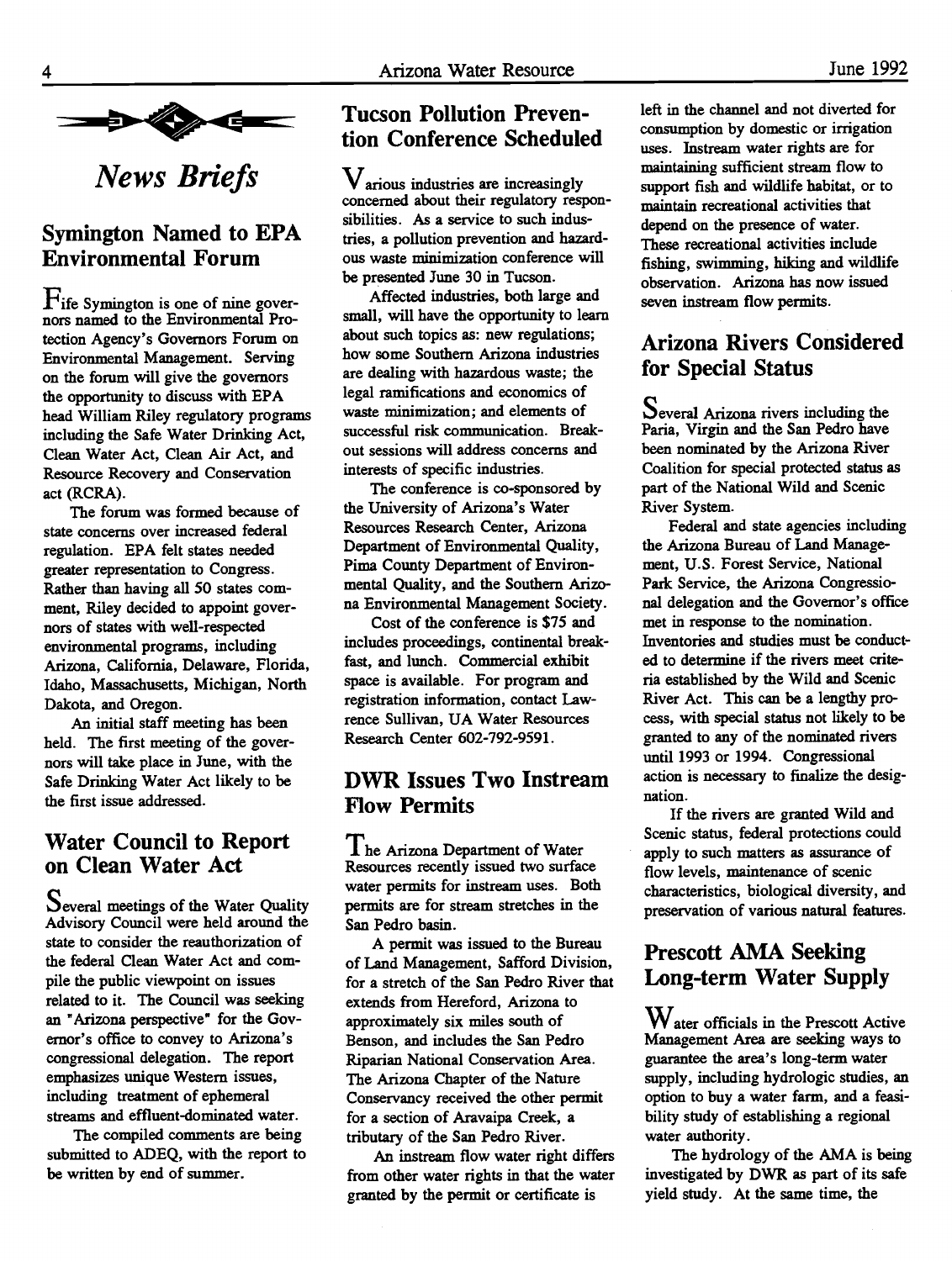# *News Briefs*

## Symington Named to EPA Environmental Forum

Fife Symington is one of nine governors named to the Environmental Protection Agency's Governors Forum on Environmental Management. Serving on the forum will give the governors the opportunity to discuss with EPA head William Riley regulatory programs including the Safe Water Drinking Act, Clean Water Act, Clean Air Act, and Resource Recovery and Conservation act (RCRA).

The forum was formed because of state concerns over increased federal regulation. EPA felt states needed greater representation to Congress. Rather than having all 50 states comment, Riley decided to appoint governors of states with well-respected environmental programs, including Arizona, California, Delaware, Florida, Idaho, Massachusetts, Michigan, North Dakota, and Oregon.

An initial staff meeting has been held. The first meeting of the governors will take place in June, with the Safe Drinking Water Act likely to be the first issue addressed.

## Water Council to Report on Clean Water Act

Several meetings of the Water Quality Advisory Council were held around the state to consider the reauthorization of the federal Clean Water Act and compile the public viewpoint on issues related to it. The Council was seeking an "Arizona perspective" for the Governor's office to convey to Arizona's congressional delegation. The report emphasizes unique Western issues, including treatment of ephemeral streams and effluent-dominated water.

The compiled comments are being submitted to ADEQ, with the report to be written by end of summer.

## Tucson Pollution Prevention Conference Scheduled

Various industries are increasingly concerned about their regulatory responsibilities. As a service to such industries, a pollution prevention and hazardous waste minimization conference will be presented June 30 in Tucson.

Affected industries, both large and small, will have the opportunity to learn about such topics as: new regulations; how some Southern Arizona industries are dealing with hazardous waste; the legal ramifications and economics of waste minimization; and elements of successful risk communication. Breakout sessions will address concerns and interests of specific industries.

The conference is co-sponsored by the University of Arizona's Water Resources Research Center, Arizona Department of Environmental Quality, Pima County Department of Environmental Quality, and the Southern Arizona Environmental Management Society.

Cost of the conference is $75 and includes proceedings, continental breakfast, and lunch. Commercial exhibit space is available. For program and registration information, contact Lawrence Sullivan, UA Water Resources Research Center 602-792-9591.

## DWR Issues Two Instream Flow Permits

The Arizona Department of Water Resources recently issued two surface water permits for instream uses. Both permits are for stream stretches in the San Pedro basin.

A permit was issued to the Bureau of Land Management, Safford Division, for a stretch of the San Pedro River that extends from Hereford, Arizona to approximately six miles south of Benson, and includes the San Pedro Riparian National Conservation Area. The Arizona Chapter of the Nature Conservancy received the other permit for a section of Aravaipa Creek, a tributary of the San Pedro River.

An instream flow water right differs from other water rights in that the water granted by the permit or certificate is left in the channel and not diverted for consumption by domestic or irrigation uses. Instream water rights are for maintaining sufficient stream flow to support fish and wildlife habitat, or to maintain recreational activities that depend on the presence of water. These recreational activities include fishing, swimming, hiking and wildlife observation. Arizona has now issued seven instream flow permits.

## Arizona Rivers Considered for Special Status

Several Arizona rivers including the Paria, Virgin and the San Pedro have been nominated by the Arizona River Coalition for special protected status as part of the National Wild and Scenic River System.

Federal and state agencies including the Arizona Bureau of Land Management, U.S. Forest Service, National Park Service, the Arizona Congressional delegation and the Governor's office met in response to the nomination. Inventories and studies must be conducted to determine if the rivers meet criteria established by the Wild and Scenic River Act. This can be a lengthy process, with special status not likely to be granted to any of the nominated rivers until 1993 or 1994. Congressional action is necessary to finalize the designation.

If the rivers are granted Wild and Scenic status, federal protections could apply to such matters as assurance of flow levels, maintenance of scenic characteristics, biological diversity, and preservation of various natural features.

## Prescott AMA Seeking Long-term Water Supply

Water officials in the Prescott Active Management Area are seeking ways to guarantee the area's long-term water supply, including hydrologic studies, an option to buy a water farm, and a feasibility study of establishing a regional water authority.

The hydrology of the AMA is being investigated by DWR as part of its safe yield study. At the same time, the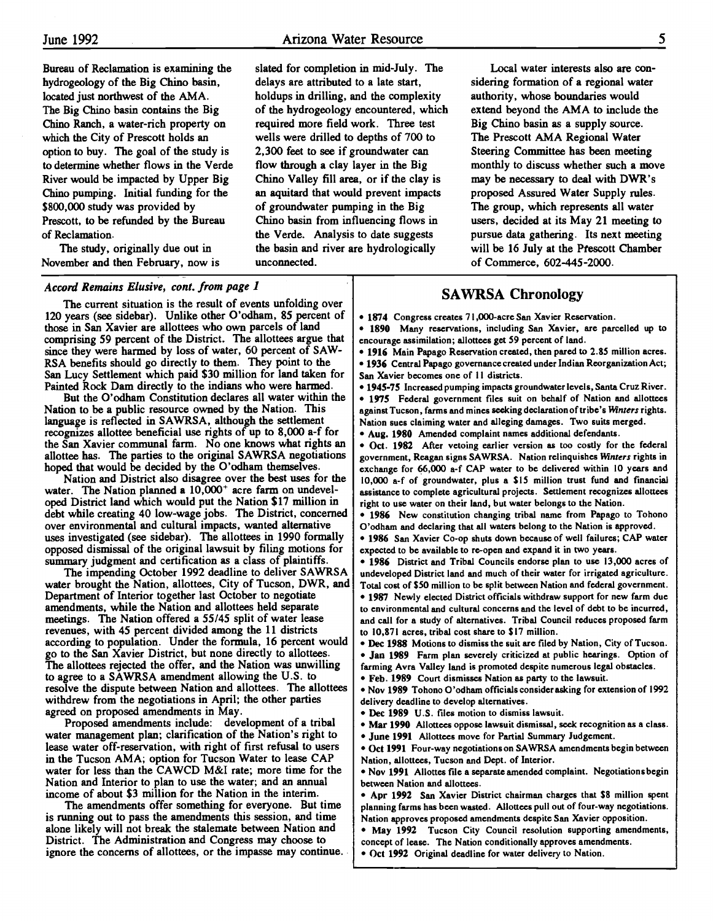Bureau of Reclamation is examining the hydrogeology of the Big Chino basin, located just northwest of the AMA. The Big Chino basin contains the Big Chino Ranch, a water-rich property on which the City of Prescott holds an option to buy. The goal of the study is to determine whether flows in the Verde River would be impacted by Upper Big Chino pumping. Initial funding for the $800,000 study was provided by Prescott, to be refunded by the Bureau of Reclamation.

The study, originally due out in November and then February, now is slated for completion in mid-July. The delays are attributed to a late start, holdups in drilling, and the complexity of the hydrogeology encountered, which required more field work. Three test wells were drilled to depths of 700 to 2,300 feet to see if groundwater can flow through a clay layer in the Big Chino Valley fill area, or if the clay is an aquitard that would prevent impacts of groundwater pumping in the Big Chino basin from influencing flows in the Verde. Analysis to date suggests the basin and river are hydrologically unconnected.

Local water interests also are considering formation of a regional water authority, whose boundaries would extend beyond the AMA to include the Big Chino basin as a supply source. The Prescott AMA Regional Water Steering Committee has been meeting monthly to discuss whether such a move may be necessary to deal with DWR's proposed Assured Water Supply rules. The group, which represents all water users, decided at its May 21 meeting to pursue data gathering. Its next meeting will be 16 July at the Prescott Chamber of Commerce, 602-445-2000.

*Accord Remains Elusive, cont. from page 1*

The current situation is the result of events unfolding over 120 years (see sidebar). Unlike other O'odham, 85 percent of those in San Xavier are allottees who own parcels of land comprising 59 percent of the District. The allottees argue that since they were harmed by loss of water, 60 percent of SAWRSA benefits should go directly to them. They point to the San Lucy Settlement which paid $30 million for land taken for Painted Rock Dam directly to the indians who were harmed.

But the O'odham Constitution declares all water within the Nation to be a public resource owned by the Nation. This language is reflected in SAWRSA, although the settlement recognizes allottee beneficial use rights of up to 8,000 a-f for the San Xavier communal farm. No one knows what rights an allottee has. The parties to the original SAWRSA negotiations hoped that would be decided by the O'odham themselves.

Nation and District also disagree over the best uses for the water. The Nation planned a 10,000+ acre farm on undeveloped District land which would put the Nation $17 million in debt while creating 40 low-wage jobs. The District, concerned over environmental and cultural impacts, wanted alternative uses investigated (see sidebar). The allottees in 1990 formally opposed dismissal of the original lawsuit by filing motions for summary judgment and certification as a class of plaintiffs.

The impending October 1992 deadline to deliver SAWRSA water brought the Nation, allottees, City of Tucson, DWR, and Department of Interior together last October to negotiate amendments, while the Nation and allottees held separate meetings. The Nation offered a 55/45 split of water lease revenues, with 45 percent divided among the 11 districts according to population. Under the formula, 16 percent would go to the San Xavier District, but none directly to allottees. The allottees rejected the offer, and the Nation was unwilling to agree to a SAWRSA amendment allowing the U.S. to resolve the dispute between Nation and allottees. The allottees withdrew from the negotiations in April; the other parties agreed on proposed amendments in May.

Proposed amendments include: development of a tribal water management plan; clarification of the Nation's right to lease water off-reservation, with right of first refusal to users in the Tucson AMA; option for Tucson Water to lease CAP water for less than the CAWCD M&I rate; more time for the Nation and Interior to plan to use the water; and an annual income of about $3 million for the Nation in the interim.

The amendments offer something for everyone. But time is running out to pass the amendments this session, and time alone likely will not break the stalemate between Nation and District. The Administration and Congress may choose to ignore the concerns of allottees, or the impasse may continue.

## SAWRSA Chronology

- **1874** Congress creates 71,000-acre San Xavier Reservation.
- **1890** Many reservations, including San Xavier, are parcelled up to encourage assimilation; allottees get 59 percent of land.
- **1916** Main Papago Reservation created, then pared to 2.85 million acres.
- **1936** Central Papago governance created under Indian Reorganization Act; San Xavier becomes one of 11 districts.
- **1945-75** Increased pumping impacts groundwater levels, Santa Cruz River.
- **1975** Federal government files suit on behalf of Nation and allottees against Tucson, farms and mines seeking declaration of tribe's *Winters* rights. Nation sues claiming water and alleging damages. Two suits merged.
- **Aug. 1980** Amended complaint names additional defendants.
- **Oct. 1982** After vetoing earlier version as too costly for the federal government, Reagan signs SAWRSA. Nation relinquishes *Winters* rights in exchange for 66,000 a-f CAP water to be delivered within 10 years and 10,000 a-f of groundwater, plus a $15 million trust fund and financial assistance to complete agricultural projects. Settlement recognizes allottees right to use water on their land, but water belongs to the Nation.
- **1986** New constitution changing tribal name from Papago to Tohono O'odham and declaring that all waters belong to the Nation is approved.
- **1986** San Xavier Co-op shuts down because of well failures; CAP water expected to be available to re-open and expand it in two years.
- **1986** District and Tribal Councils endorse plan to use 13,000 acres of undeveloped District land and much of their water for irrigated agriculture. Total cost of $50 million to be split between Nation and federal government.
- **1987** Newly elected District officials withdraw support for new farm due to environmental and cultural concerns and the level of debt to be incurred, and call for a study of alternatives. Tribal Council reduces proposed farm to 10,871 acres, tribal cost share to $17 million.
- **Dec 1988** Motions to dismiss the suit are filed by Nation, City of Tucson.
- **Jan 1989** Farm plan severely criticized at public hearings. Option of farming Avra Valley land is promoted despite numerous legal obstacles.
- **Feb. 1989** Court dismisses Nation as party to the lawsuit.
- **Nov 1989** Tohono O'odham officials consider asking for extension of 1992 delivery deadline to develop alternatives.
- **Dec 1989** U.S. files motion to dismiss lawsuit.
- **Mar 1990** Allottees oppose lawsuit dismissal, seek recognition as a class.
- **June 1991** Allottees move for Partial Summary Judgement.
- **Oct 1991** Four-way negotiations on SAWRSA amendments begin between Nation, allottees, Tucson and Dept. of Interior.
- **Nov 1991** Allottes file a separate amended complaint. Negotiations begin between Nation and allottees.
- **Apr 1992** San Xavier District chairman charges that $8 million spent planning farms has been wasted. Allottees pull out of four-way negotiations. Nation approves proposed amendments despite San Xavier opposition.
- **May 1992** Tucson City Council resolution supporting amendments, concept of lease. The Nation conditionally approves amendments.
- **Oct 1992** Original deadline for water delivery to Nation.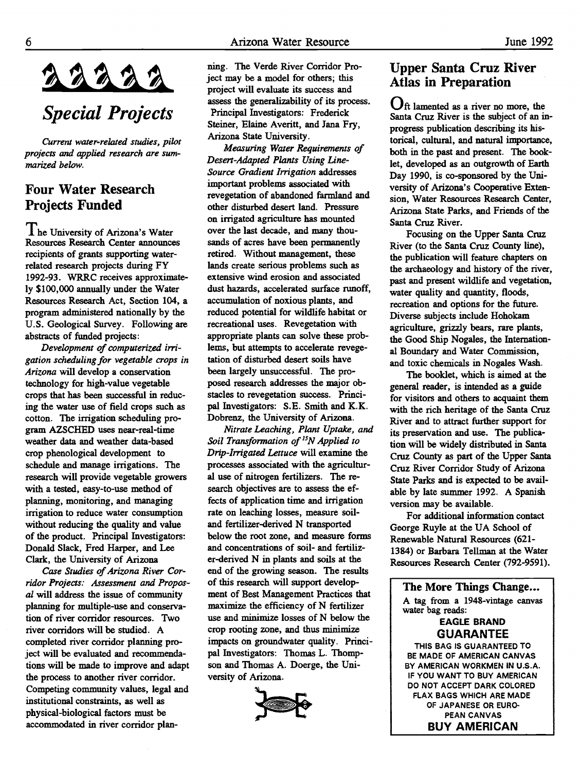# *Special Projects*

*Current water-related studies, pilot projects and applied research are summarized below.*

## Four Water Research Projects Funded

The University of Arizona's Water Resources Research Center announces recipients of grants supporting water-related research projects during FY 1992-93. WRRC receives approximately $100,000 annually under the Water Resources Research Act, Section 104, a program administered nationally by the U.S. Geological Survey. Following are abstracts of funded projects:

*Development of computerized irrigation scheduling for vegetable crops in Arizona* will develop a conservation technology for high-value vegetable crops that has been successful in reducing the water use of field crops such as cotton. The irrigation scheduling program AZSCHED uses near-real-time weather data and weather data-based crop phenological development to schedule and manage irrigations. The research will provide vegetable growers with a tested, easy-to-use method of planning, monitoring, and managing irrigation to reduce water consumption without reducing the quality and value of the product. Principal Investigators: Donald Slack, Fred Harper, and Lee Clark, the University of Arizona

*Case Studies of Arizona River Corridor Projects: Assessment and Proposal* will address the issue of community planning for multiple-use and conservation of river corridor resources. Two river corridors will be studied. A completed river corridor planning project will be evaluated and recommendations will be made to improve and adapt the process to another river corridor. Competing community values, legal and institutional constraints, as well as physical-biological factors must be accommodated in river corridor planning. The Verde River Corridor Project may be a model for others; this project will evaluate its success and assess the generalizability of its process. Principal Investigators: Frederick Steiner, Elaine Averitt, and Jana Fry, Arizona State University.

*Measuring Water Requirements of Desert-Adapted Plants Using Line-Source Gradient Irrigation* addresses important problems associated with revegetation of abandoned farmland and other disturbed desert land. Pressure on irrigated agriculture has mounted over the last decade, and many thousands of acres have been permanently retired. Without management, these lands create serious problems such as extensive wind erosion and associated dust hazards, accelerated surface runoff, accumulation of noxious plants, and reduced potential for wildlife habitat or recreational uses. Revegetation with appropriate plants can solve these problems, but attempts to accelerate revegetation of disturbed desert soils have been largely unsuccessful. The proposed research addresses the major obstacles to revegetation success. Principal Investigators: S.E. Smith and K.K. Dobrenz, the University of Arizona.

*Nitrate Leaching, Plant Uptake, and Soil Transformation of $^{15}N$ Applied to Drip-Irrigated Lettuce* will examine the processes associated with the agricultural use of nitrogen fertilizers. The research objectives are to assess the effects of application time and irrigation rate on leaching losses, measure soil- and fertilizer-derived N transported below the root zone, and measure forms and concentrations of soil- and fertilizer-derived N in plants and soils at the end of the growing season. The results of this research will support development of Best Management Practices that maximize the efficiency of N fertilizer use and minimize losses of N below the crop rooting zone, and thus minimize impacts on groundwater quality. Principal Investigators: Thomas L. Thompson and Thomas A. Doerge, the University of Arizona.

## Upper Santa Cruz River Atlas in Preparation

Oft lamented as a river no more, the Santa Cruz River is the subject of an in-progress publication describing its historical, cultural, and natural importance, both in the past and present. The booklet, developed as an outgrowth of Earth Day 1990, is co-sponsored by the University of Arizona's Cooperative Extension, Water Resources Research Center, Arizona State Parks, and Friends of the Santa Cruz River.

Focusing on the Upper Santa Cruz River (to the Santa Cruz County line), the publication will feature chapters on the archaeology and history of the river, past and present wildlife and vegetation, water quality and quantity, floods, recreation and options for the future. Diverse subjects include Hohokam agriculture, grizzly bears, rare plants, the Good Ship Nogales, the International Boundary and Water Commission, and toxic chemicals in Nogales Wash.

The booklet, which is aimed at the general reader, is intended as a guide for visitors and others to acquaint them with the rich heritage of the Santa Cruz River and to attract further support for its preservation and use. The publication will be widely distributed in Santa Cruz County as part of the Upper Santa Cruz River Corridor Study of Arizona State Parks and is expected to be available by late summer 1992. A Spanish version may be available.

For additional information contact George Ruyle at the UA School of Renewable Natural Resources (621-1384) or Barbara Tellman at the Water Resources Research Center (792-9591).

### The More Things Change...

A tag from a 1948-vintage canvas water bag reads:

**EAGLE BRAND**
**GUARANTEE**
THIS BAG IS GUARANTEED TO BE MADE OF AMERICAN CANVAS BY AMERICAN WORKMEN IN U.S.A. IF YOU WANT TO BUY AMERICAN DO NOT ACCEPT DARK COLORED FLAX BAGS WHICH ARE MADE OF JAPANESE OR EUROPEAN CANVAS
**BUY AMERICAN**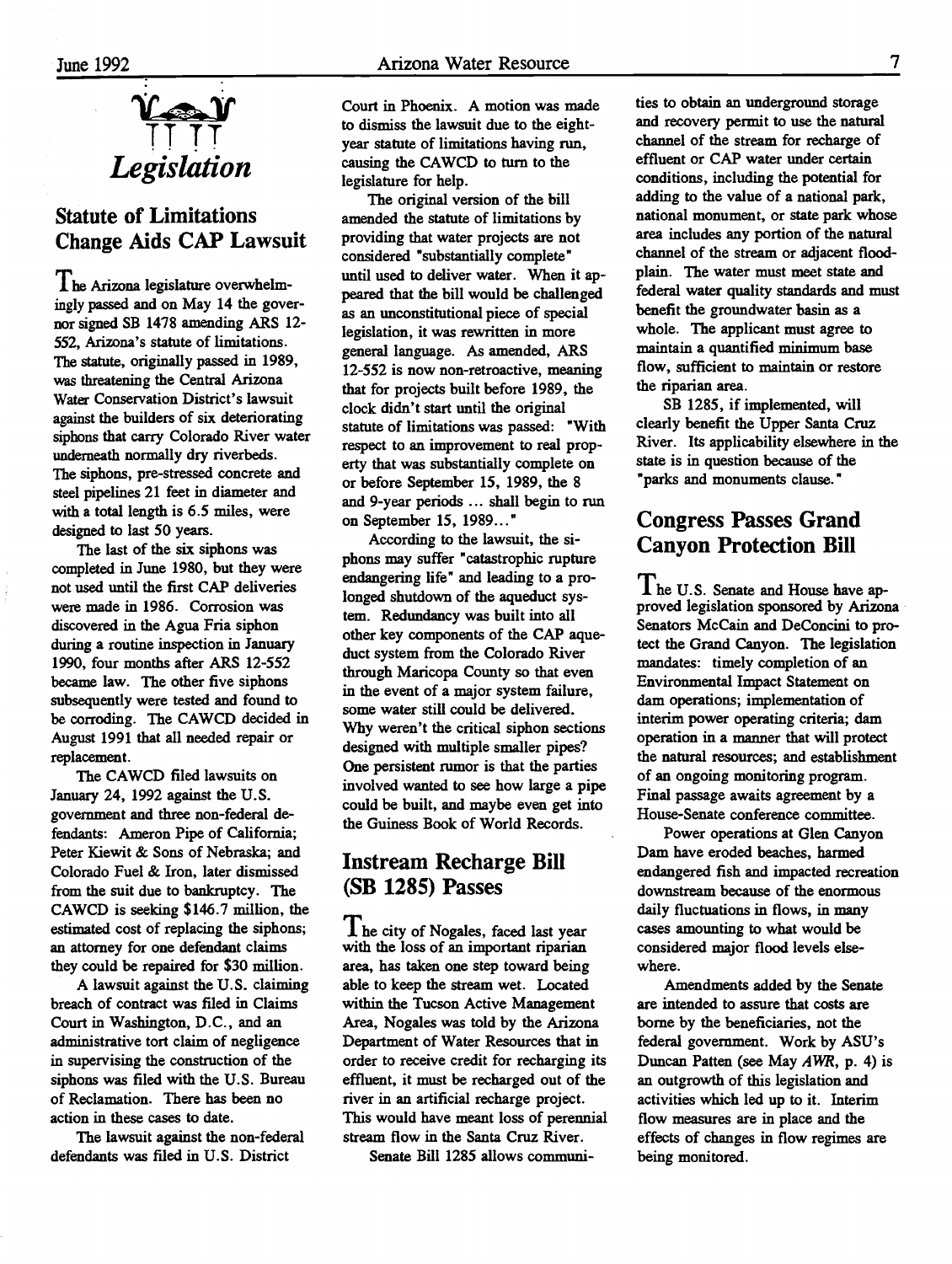# *Legislation*

## Statute of Limitations Change Aids CAP Lawsuit

The Arizona legislature overwhelmingly passed and on May 14 the governor signed SB 1478 amending ARS 12-552, Arizona's statute of limitations. The statute, originally passed in 1989, was threatening the Central Arizona Water Conservation District's lawsuit against the builders of six deteriorating siphons that carry Colorado River water underneath normally dry riverbeds. The siphons, pre-stressed concrete and steel pipelines 21 feet in diameter and with a total length is 6.5 miles, were designed to last 50 years.

The last of the six siphons was completed in June 1980, but they were not used until the first CAP deliveries were made in 1986. Corrosion was discovered in the Agua Fria siphon during a routine inspection in January 1990, four months after ARS 12-552 became law. The other five siphons subsequently were tested and found to be corroding. The CAWCD decided in August 1991 that all needed repair or replacement.

The CAWCD filed lawsuits on January 24, 1992 against the U.S. government and three non-federal defendants: Ameron Pipe of California; Peter Kiewit & Sons of Nebraska; and Colorado Fuel & Iron, later dismissed from the suit due to bankruptcy. The CAWCD is seeking $146.7 million, the estimated cost of replacing the siphons; an attorney for one defendant claims they could be repaired for $30 million.

A lawsuit against the U.S. claiming breach of contract was filed in Claims Court in Washington, D.C., and an administrative tort claim of negligence in supervising the construction of the siphons was filed with the U.S. Bureau of Reclamation. There has been no action in these cases to date.

The lawsuit against the non-federal defendants was filed in U.S. District Court in Phoenix. A motion was made to dismiss the lawsuit due to the eight-year statute of limitations having run, causing the CAWCD to turn to the legislature for help.

The original version of the bill amended the statute of limitations by providing that water projects are not considered "substantially complete" until used to deliver water. When it appeared that the bill would be challenged as an unconstitutional piece of special legislation, it was rewritten in more general language. As amended, ARS 12-552 is now non-retroactive, meaning that for projects built before 1989, the clock didn't start until the original statute of limitations was passed: "With respect to an improvement to real property that was substantially complete on or before September 15, 1989, the 8 and 9-year periods ... shall begin to run on September 15, 1989..."

According to the lawsuit, the siphons may suffer "catastrophic rupture endangering life" and leading to a prolonged shutdown of the aqueduct system. Redundancy was built into all other key components of the CAP aqueduct system from the Colorado River through Maricopa County so that even in the event of a major system failure, some water still could be delivered. Why weren't the critical siphon sections designed with multiple smaller pipes? One persistent rumor is that the parties involved wanted to see how large a pipe could be built, and maybe even get into the Guiness Book of World Records.

## Instream Recharge Bill (SB 1285) Passes

The city of Nogales, faced last year with the loss of an important riparian area, has taken one step toward being able to keep the stream wet. Located within the Tucson Active Management Area, Nogales was told by the Arizona Department of Water Resources that in order to receive credit for recharging its effluent, it must be recharged out of the river in an artificial recharge project. This would have meant loss of perennial stream flow in the Santa Cruz River.

Senate Bill 1285 allows communities to obtain an underground storage and recovery permit to use the natural channel of the stream for recharge of effluent or CAP water under certain conditions, including the potential for adding to the value of a national park, national monument, or state park whose area includes any portion of the natural channel of the stream or adjacent floodplain. The water must meet state and federal water quality standards and must benefit the groundwater basin as a whole. The applicant must agree to maintain a quantified minimum base flow, sufficient to maintain or restore the riparian area.

SB 1285, if implemented, will clearly benefit the Upper Santa Cruz River. Its applicability elsewhere in the state is in question because of the "parks and monuments clause."

## Congress Passes Grand Canyon Protection Bill

The U.S. Senate and House have approved legislation sponsored by Arizona Senators McCain and DeConcini to protect the Grand Canyon. The legislation mandates: timely completion of an Environmental Impact Statement on dam operations; implementation of interim power operating criteria; dam operation in a manner that will protect the natural resources; and establishment of an ongoing monitoring program. Final passage awaits agreement by a House-Senate conference committee.

Power operations at Glen Canyon Dam have eroded beaches, harmed endangered fish and impacted recreation downstream because of the enormous daily fluctuations in flows, in many cases amounting to what would be considered major flood levels elsewhere.

Amendments added by the Senate are intended to assure that costs are borne by the beneficiaries, not the federal government. Work by ASU's Duncan Patten (see May *AWR*, p. 4) is an outgrowth of this legislation and activities which led up to it. Interim flow measures are in place and the effects of changes in flow regimes are being monitored.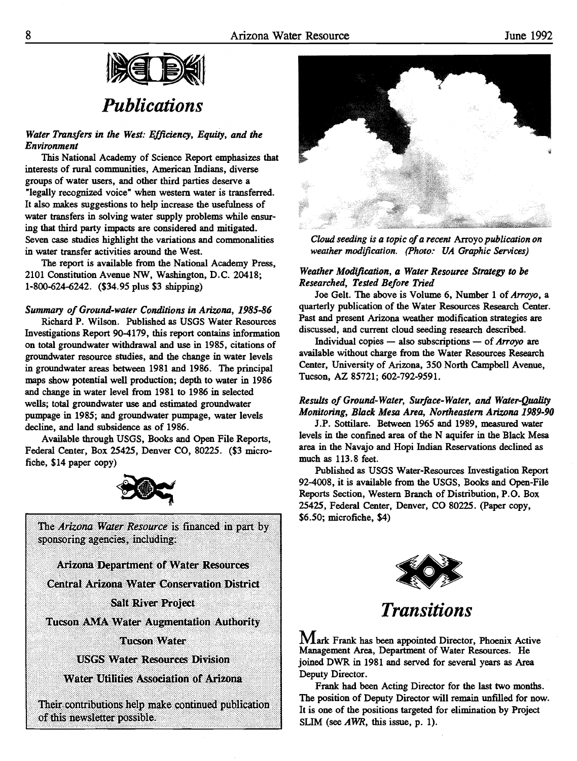# Publications

*Water Transfers in the West: Efficiency, Equity, and the Environment*

This National Academy of Science Report emphasizes that interests of rural communities, American Indians, diverse groups of water users, and other third parties deserve a "legally recognized voice" when western water is transferred. It also makes suggestions to help increase the usefulness of water transfers in solving water supply problems while ensuring that third party impacts are considered and mitigated. Seven case studies highlight the variations and commonalities in water transfer activities around the West.

The report is available from the National Academy Press, 2101 Constitution Avenue NW, Washington, D.C. 20418; 1-800-624-6242. ($34.95 plus $3 shipping)

*Summary of Ground-water Conditions in Arizona, 1985-86*

Richard P. Wilson. Published as USGS Water Resources Investigations Report 90-4179, this report contains information on total groundwater withdrawal and use in 1985, citations of groundwater resource studies, and the change in water levels in groundwater areas between 1981 and 1986. The principal maps show potential well production; depth to water in 1986 and change in water level from 1981 to 1986 in selected wells; total groundwater use and estimated groundwater pumpage in 1985; and groundwater pumpage, water levels decline, and land subsidence as of 1986.

Available through USGS, Books and Open File Reports, Federal Center, Box 25425, Denver CO, 80225. ($3 microfiche, $14 paper copy)

The *Arizona Water Resource* is financed in part by sponsoring agencies, including:

**Arizona Department of Water Resources**

**Central Arizona Water Conservation District**

**Salt River Project**

**Tucson AMA Water Augmentation Authority**

**Tucson Water**

**USGS Water Resources Division**

**Water Utilities Association of Arizona**

Their contributions help make continued publication of this newsletter possible.

*Cloud seeding is a topic of a recent* Arroyo *publication on weather modification. (Photo: UA Graphic Services)*

*Weather Modification, a Water Resource Strategy to be Researched, Tested Before Tried*

Joe Gelt. The above is Volume 6, Number 1 of *Arroyo*, a quarterly publication of the Water Resources Research Center. Past and present Arizona weather modification strategies are discussed, and current cloud seeding research described.

Individual copies — also subscriptions — of *Arroyo* are available without charge from the Water Resources Research Center, University of Arizona, 350 North Campbell Avenue, Tucson, AZ 85721; 602-792-9591.

*Results of Ground-Water, Surface-Water, and Water-Quality Monitoring, Black Mesa Area, Northeastern Arizona 1989-90*

J.P. Sottilare. Between 1965 and 1989, measured water levels in the confined area of the N aquifer in the Black Mesa area in the Navajo and Hopi Indian Reservations declined as much as 113.8 feet.

Published as USGS Water-Resources Investigation Report 92-4008, it is available from the USGS, Books and Open-File Reports Section, Western Branch of Distribution, P.O. Box 25425, Federal Center, Denver, CO 80225. (Paper copy, $6.50; microfiche, $4)

# Transitions

Mark Frank has been appointed Director, Phoenix Active Management Area, Department of Water Resources. He joined DWR in 1981 and served for several years as Area Deputy Director.

Frank had been Acting Director for the last two months. The position of Deputy Director will remain unfilled for now. It is one of the positions targeted for elimination by Project SLIM (see *AWR*, this issue, p. 1).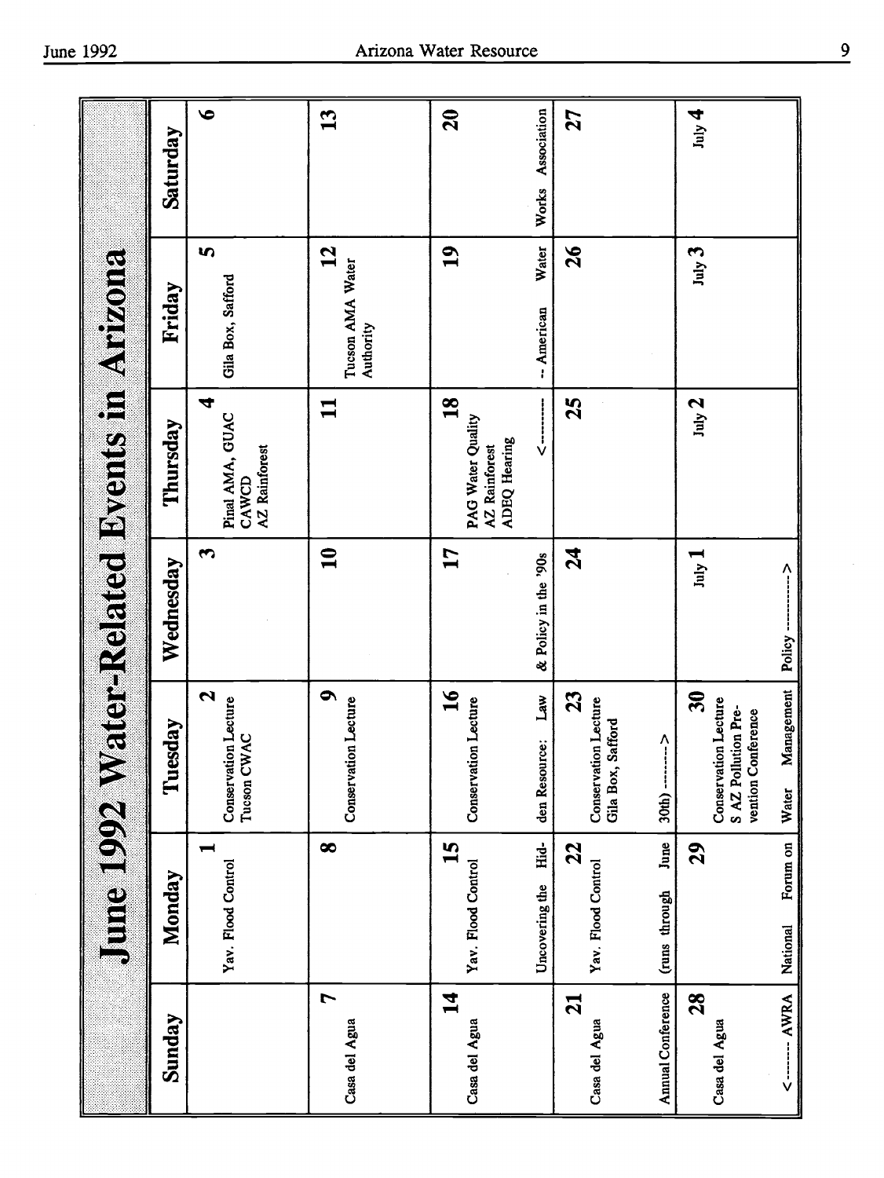# June 1992 Water-Related Events in Arizona

| Sunday | Monday | Tuesday | Wednesday | Thursday | Friday | Saturday |
|---|---|---|---|---|---|---|
| | 1 Yav. Flood Control | 2 Conservation Lecture; Tucson CWAC | 3 | 4 Pinal AMA, GUAC; CAWCD; AZ Rainforest | 5 Gila Box, Safford | 6 |
| 7 Casa del Agua | 8 | 9 Conservation Lecture | 10 | 11 | 12 Tucson AMA Water Authority | 13 |
| 14 Casa del Agua | 15 Yav. Flood Control; Uncovering the Hid- | 16 Conservation Lecture; den Resource: Law | 17 & Policy in the '90s | 18 PAG Water Quality; AZ Rainforest; ADEQ Hearing; <---------- | 19 -- American Water | 20 Works Association |
| 21 Casa del Agua; Annual Conference | 22 Yav. Flood Control; (runs through June | 23 Conservation Lecture; Gila Box, Safford; 30th) --------> | 24 | 25 | 26 | 27 |
| 28 Casa del Agua; <-------- AWRA | 29 National Forum on | 30 Conservation Lecture; S AZ Pollution Prevention Conference; Water Management | July 1 Policy ----------> | July 2 | July 3 | July 4 |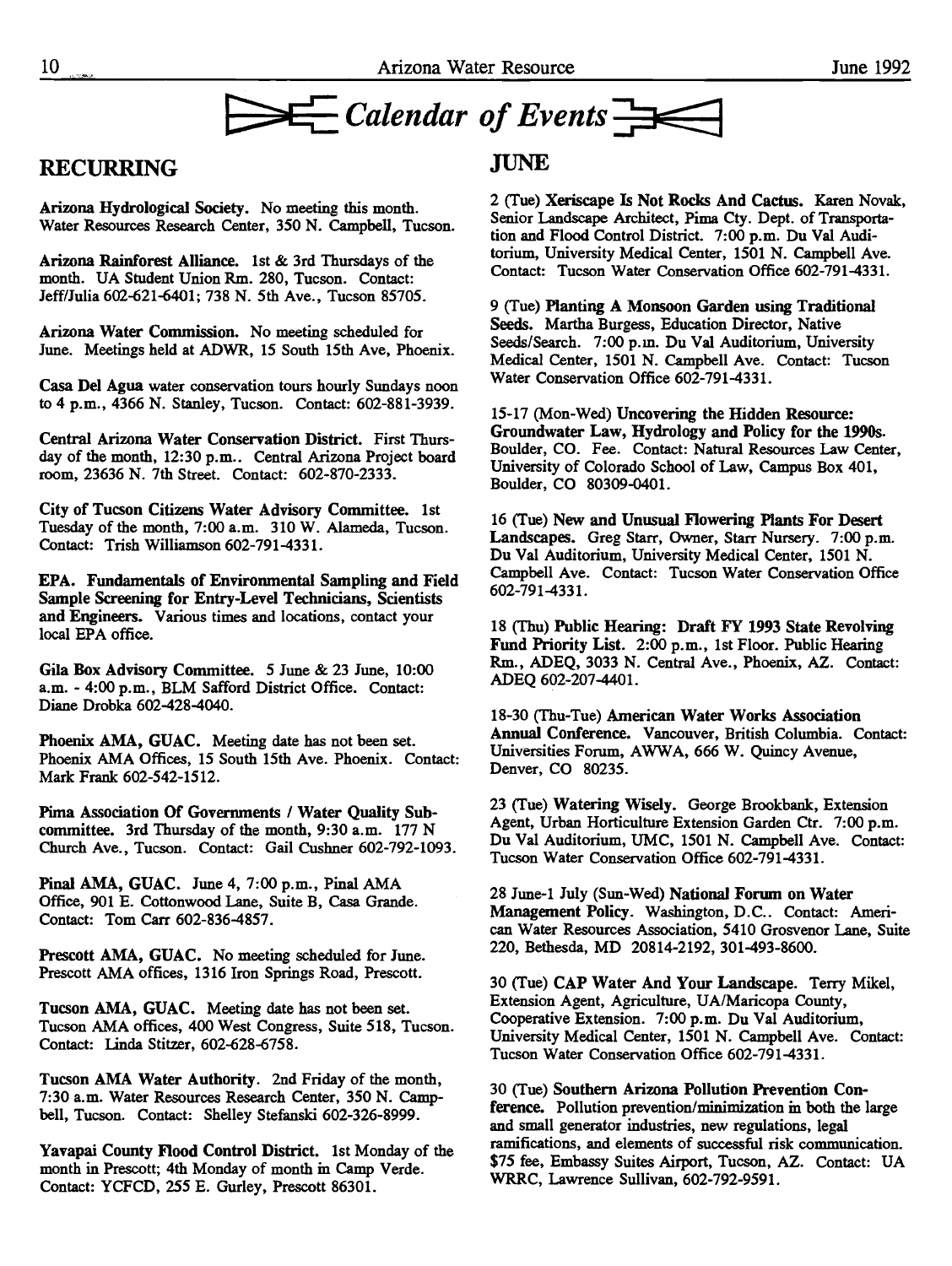# Calendar of Events

## RECURRING

**Arizona Hydrological Society.** No meeting this month. Water Resources Research Center, 350 N. Campbell, Tucson.

**Arizona Rainforest Alliance.** 1st & 3rd Thursdays of the month. UA Student Union Rm. 280, Tucson. Contact: Jeff/Julia 602-621-6401; 738 N. 5th Ave., Tucson 85705.

**Arizona Water Commission.** No meeting scheduled for June. Meetings held at ADWR, 15 South 15th Ave, Phoenix.

**Casa Del Agua** water conservation tours hourly Sundays noon to 4 p.m., 4366 N. Stanley, Tucson. Contact: 602-881-3939.

**Central Arizona Water Conservation District.** First Thursday of the month, 12:30 p.m.. Central Arizona Project board room, 23636 N. 7th Street. Contact: 602-870-2333.

**City of Tucson Citizens Water Advisory Committee.** 1st Tuesday of the month, 7:00 a.m. 310 W. Alameda, Tucson. Contact: Trish Williamson 602-791-4331.

**EPA. Fundamentals of Environmental Sampling and Field Sample Screening for Entry-Level Technicians, Scientists and Engineers.** Various times and locations, contact your local EPA office.

**Gila Box Advisory Committee.** 5 June & 23 June, 10:00 a.m. - 4:00 p.m., BLM Safford District Office. Contact: Diane Drobka 602-428-4040.

**Phoenix AMA, GUAC.** Meeting date has not been set. Phoenix AMA Offices, 15 South 15th Ave. Phoenix. Contact: Mark Frank 602-542-1512.

**Pima Association Of Governments / Water Quality Subcommittee.** 3rd Thursday of the month, 9:30 a.m. 177 N Church Ave., Tucson. Contact: Gail Cushner 602-792-1093.

**Pinal AMA, GUAC.** June 4, 7:00 p.m., Pinal AMA Office, 901 E. Cottonwood Lane, Suite B, Casa Grande. Contact: Tom Carr 602-836-4857.

**Prescott AMA, GUAC.** No meeting scheduled for June. Prescott AMA offices, 1316 Iron Springs Road, Prescott.

**Tucson AMA, GUAC.** Meeting date has not been set. Tucson AMA offices, 400 West Congress, Suite 518, Tucson. Contact: Linda Stitzer, 602-628-6758.

**Tucson AMA Water Authority.** 2nd Friday of the month, 7:30 a.m. Water Resources Research Center, 350 N. Campbell, Tucson. Contact: Shelley Stefanski 602-326-8999.

**Yavapai County Flood Control District.** 1st Monday of the month in Prescott; 4th Monday of month in Camp Verde. Contact: YCFCD, 255 E. Gurley, Prescott 86301.

## JUNE

2 (Tue) **Xeriscape Is Not Rocks And Cactus.** Karen Novak, Senior Landscape Architect, Pima Cty. Dept. of Transportation and Flood Control District. 7:00 p.m. Du Val Auditorium, University Medical Center, 1501 N. Campbell Ave. Contact: Tucson Water Conservation Office 602-791-4331.

9 (Tue) **Planting A Monsoon Garden using Traditional Seeds.** Martha Burgess, Education Director, Native Seeds/Search. 7:00 p.m. Du Val Auditorium, University Medical Center, 1501 N. Campbell Ave. Contact: Tucson Water Conservation Office 602-791-4331.

15-17 (Mon-Wed) **Uncovering the Hidden Resource: Groundwater Law, Hydrology and Policy for the 1990s.** Boulder, CO. Fee. Contact: Natural Resources Law Center, University of Colorado School of Law, Campus Box 401, Boulder, CO 80309-0401.

16 (Tue) **New and Unusual Flowering Plants For Desert Landscapes.** Greg Starr, Owner, Starr Nursery. 7:00 p.m. Du Val Auditorium, University Medical Center, 1501 N. Campbell Ave. Contact: Tucson Water Conservation Office 602-791-4331.

18 (Thu) **Public Hearing: Draft FY 1993 State Revolving Fund Priority List.** 2:00 p.m., 1st Floor. Public Hearing Rm., ADEQ, 3033 N. Central Ave., Phoenix, AZ. Contact: ADEQ 602-207-4401.

18-30 (Thu-Tue) **American Water Works Association Annual Conference.** Vancouver, British Columbia. Contact: Universities Forum, AWWA, 666 W. Quincy Avenue, Denver, CO 80235.

23 (Tue) **Watering Wisely.** George Brookbank, Extension Agent, Urban Horticulture Extension Garden Ctr. 7:00 p.m. Du Val Auditorium, UMC, 1501 N. Campbell Ave. Contact: Tucson Water Conservation Office 602-791-4331.

28 June-1 July (Sun-Wed) **National Forum on Water Management Policy.** Washington, D.C.. Contact: American Water Resources Association, 5410 Grosvenor Lane, Suite 220, Bethesda, MD 20814-2192, 301-493-8600.

30 (Tue) **CAP Water And Your Landscape.** Terry Mikel, Extension Agent, Agriculture, UA/Maricopa County, Cooperative Extension. 7:00 p.m. Du Val Auditorium, University Medical Center, 1501 N. Campbell Ave. Contact: Tucson Water Conservation Office 602-791-4331.

30 (Tue) **Southern Arizona Pollution Prevention Conference.** Pollution prevention/minimization in both the large and small generator industries, new regulations, legal ramifications, and elements of successful risk communication. $75 fee, Embassy Suites Airport, Tucson, AZ. Contact: UA WRRC, Lawrence Sullivan, 602-792-9591.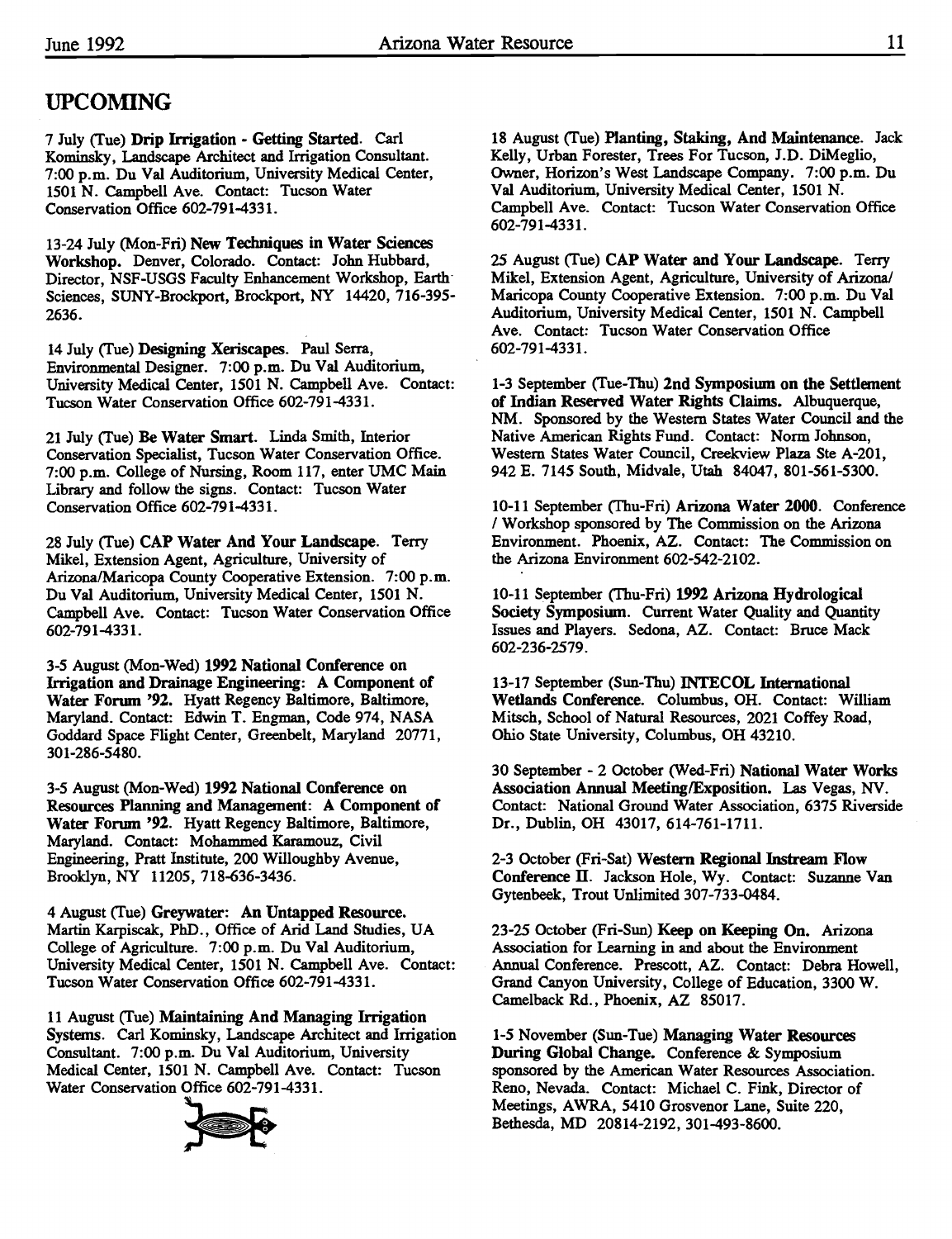## UPCOMING

7 July (Tue) **Drip Irrigation - Getting Started.** Carl Kominsky, Landscape Architect and Irrigation Consultant. 7:00 p.m. Du Val Auditorium, University Medical Center, 1501 N. Campbell Ave. Contact: Tucson Water Conservation Office 602-791-4331.

13-24 July (Mon-Fri) **New Techniques in Water Sciences Workshop.** Denver, Colorado. Contact: John Hubbard, Director, NSF-USGS Faculty Enhancement Workshop, Earth Sciences, SUNY-Brockport, Brockport, NY 14420, 716-395-2636.

14 July (Tue) **Designing Xeriscapes.** Paul Serra, Environmental Designer. 7:00 p.m. Du Val Auditorium, University Medical Center, 1501 N. Campbell Ave. Contact: Tucson Water Conservation Office 602-791-4331.

21 July (Tue) **Be Water Smart.** Linda Smith, Interior Conservation Specialist, Tucson Water Conservation Office. 7:00 p.m. College of Nursing, Room 117, enter UMC Main Library and follow the signs. Contact: Tucson Water Conservation Office 602-791-4331.

28 July (Tue) **CAP Water And Your Landscape.** Terry Mikel, Extension Agent, Agriculture, University of Arizona/Maricopa County Cooperative Extension. 7:00 p.m. Du Val Auditorium, University Medical Center, 1501 N. Campbell Ave. Contact: Tucson Water Conservation Office 602-791-4331.

3-5 August (Mon-Wed) **1992 National Conference on Irrigation and Drainage Engineering: A Component of Water Forum '92.** Hyatt Regency Baltimore, Baltimore, Maryland. Contact: Edwin T. Engman, Code 974, NASA Goddard Space Flight Center, Greenbelt, Maryland 20771, 301-286-5480.

3-5 August (Mon-Wed) **1992 National Conference on Resources Planning and Management: A Component of Water Forum '92.** Hyatt Regency Baltimore, Baltimore, Maryland. Contact: Mohammed Karamouz, Civil Engineering, Pratt Institute, 200 Willoughby Avenue, Brooklyn, NY 11205, 718-636-3436.

4 August (Tue) **Greywater: An Untapped Resource.** Martin Karpiscak, PhD., Office of Arid Land Studies, UA College of Agriculture. 7:00 p.m. Du Val Auditorium, University Medical Center, 1501 N. Campbell Ave. Contact: Tucson Water Conservation Office 602-791-4331.

11 August (Tue) **Maintaining And Managing Irrigation Systems.** Carl Kominsky, Landscape Architect and Irrigation Consultant. 7:00 p.m. Du Val Auditorium, University Medical Center, 1501 N. Campbell Ave. Contact: Tucson Water Conservation Office 602-791-4331.

18 August (Tue) **Planting, Staking, And Maintenance.** Jack Kelly, Urban Forester, Trees For Tucson, J.D. DiMeglio, Owner, Horizon's West Landscape Company. 7:00 p.m. Du Val Auditorium, University Medical Center, 1501 N. Campbell Ave. Contact: Tucson Water Conservation Office 602-791-4331.

25 August (Tue) **CAP Water and Your Landscape.** Terry Mikel, Extension Agent, Agriculture, University of Arizona/ Maricopa County Cooperative Extension. 7:00 p.m. Du Val Auditorium, University Medical Center, 1501 N. Campbell Ave. Contact: Tucson Water Conservation Office 602-791-4331.

1-3 September (Tue-Thu) **2nd Symposium on the Settlement of Indian Reserved Water Rights Claims.** Albuquerque, NM. Sponsored by the Western States Water Council and the Native American Rights Fund. Contact: Norm Johnson, Western States Water Council, Creekview Plaza Ste A-201, 942 E. 7145 South, Midvale, Utah 84047, 801-561-5300.

10-11 September (Thu-Fri) **Arizona Water 2000.** Conference / Workshop sponsored by The Commission on the Arizona Environment. Phoenix, AZ. Contact: The Commission on the Arizona Environment 602-542-2102.

10-11 September (Thu-Fri) **1992 Arizona Hydrological Society Symposium.** Current Water Quality and Quantity Issues and Players. Sedona, AZ. Contact: Bruce Mack 602-236-2579.

13-17 September (Sun-Thu) **INTECOL International Wetlands Conference.** Columbus, OH. Contact: William Mitsch, School of Natural Resources, 2021 Coffey Road, Ohio State University, Columbus, OH 43210.

30 September - 2 October (Wed-Fri) **National Water Works Association Annual Meeting/Exposition.** Las Vegas, NV. Contact: National Ground Water Association, 6375 Riverside Dr., Dublin, OH 43017, 614-761-1711.

2-3 October (Fri-Sat) **Western Regional Instream Flow Conference II.** Jackson Hole, Wy. Contact: Suzanne Van Gytenbeek, Trout Unlimited 307-733-0484.

23-25 October (Fri-Sun) **Keep on Keeping On.** Arizona Association for Learning in and about the Environment Annual Conference. Prescott, AZ. Contact: Debra Howell, Grand Canyon University, College of Education, 3300 W. Camelback Rd., Phoenix, AZ 85017.

1-5 November (Sun-Tue) **Managing Water Resources During Global Change.** Conference & Symposium sponsored by the American Water Resources Association. Reno, Nevada. Contact: Michael C. Fink, Director of Meetings, AWRA, 5410 Grosvenor Lane, Suite 220, Bethesda, MD 20814-2192, 301-493-8600.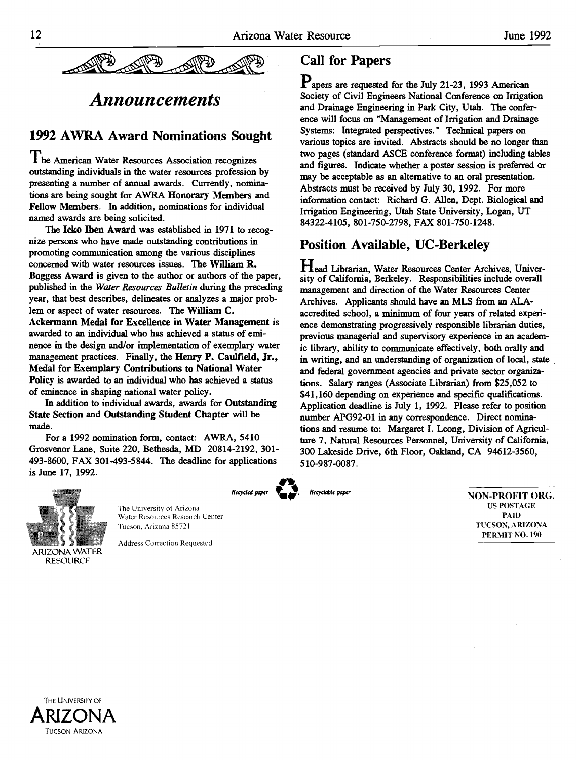# Announcements

## 1992 AWRA Award Nominations Sought

The American Water Resources Association recognizes outstanding individuals in the water resources profession by presenting a number of annual awards. Currently, nominations are being sought for AWRA **Honorary Members** and **Fellow Members**. In addition, nominations for individual named awards are being solicited.

**The Icko Iben Award** was established in 1971 to recognize persons who have made outstanding contributions in promoting communication among the various disciplines concerned with water resources issues. **The William R. Boggess Award** is given to the author or authors of the paper, published in the *Water Resources Bulletin* during the preceding year, that best describes, delineates or analyzes a major problem or aspect of water resources. **The William C. Ackermann Medal for Excellence in Water Management** is awarded to an individual who has achieved a status of eminence in the design and/or implementation of exemplary water management practices. Finally, the **Henry P. Caulfield, Jr., Medal for Exemplary Contributions to National Water Policy** is awarded to an individual who has achieved a status of eminence in shaping national water policy.

In addition to individual awards, awards for **Outstanding State Section** and **Outstanding Student Chapter** will be made.

For a 1992 nomination form, contact: AWRA, 5410 Grosvenor Lane, Suite 220, Bethesda, MD 20814-2192, 301-493-8600, FAX 301-493-5844. The deadline for applications is June 17, 1992.

## Call for Papers

Papers are requested for the July 21-23, 1993 American Society of Civil Engineers National Conference on Irrigation and Drainage Engineering in Park City, Utah. The conference will focus on "Management of Irrigation and Drainage Systems: Integrated perspectives." Technical papers on various topics are invited. Abstracts should be no longer than two pages (standard ASCE conference format) including tables and figures. Indicate whether a poster session is preferred or may be acceptable as an alternative to an oral presentation. Abstracts must be received by July 30, 1992. For more information contact: Richard G. Allen, Dept. Biological and Irrigation Engineering, Utah State University, Logan, UT 84322-4105, 801-750-2798, FAX 801-750-1248.

## Position Available, UC-Berkeley

Head Librarian, Water Resources Center Archives, University of California, Berkeley. Responsibilities include overall management and direction of the Water Resources Center Archives. Applicants should have an MLS from an ALA-accredited school, a minimum of four years of related experience demonstrating progressively responsible librarian duties, previous managerial and supervisory experience in an academic library, ability to communicate effectively, both orally and in writing, and an understanding of organization of local, state and federal government agencies and private sector organizations. Salary ranges (Associate Librarian) from $25,052 to $41,160 depending on experience and specific qualifications. Application deadline is July 1, 1992. Please refer to position number APG92-01 in any correspondence. Direct nominations and resume to: Margaret I. Leong, Division of Agriculture 7, Natural Resources Personnel, University of California, 300 Lakeside Drive, 6th Floor, Oakland, CA 94612-3560, 510-987-0087.

Recycled paper Recyclable paper

ARIZONA WATER RESOURCE

The University of Arizona
Water Resources Research Center
Tucson, Arizona 85721

Address Correction Requested

NON-PROFIT ORG.
US POSTAGE
PAID
TUCSON, ARIZONA
PERMIT NO. 190

THE UNIVERSITY OF ARIZONA
TUCSON ARIZONA